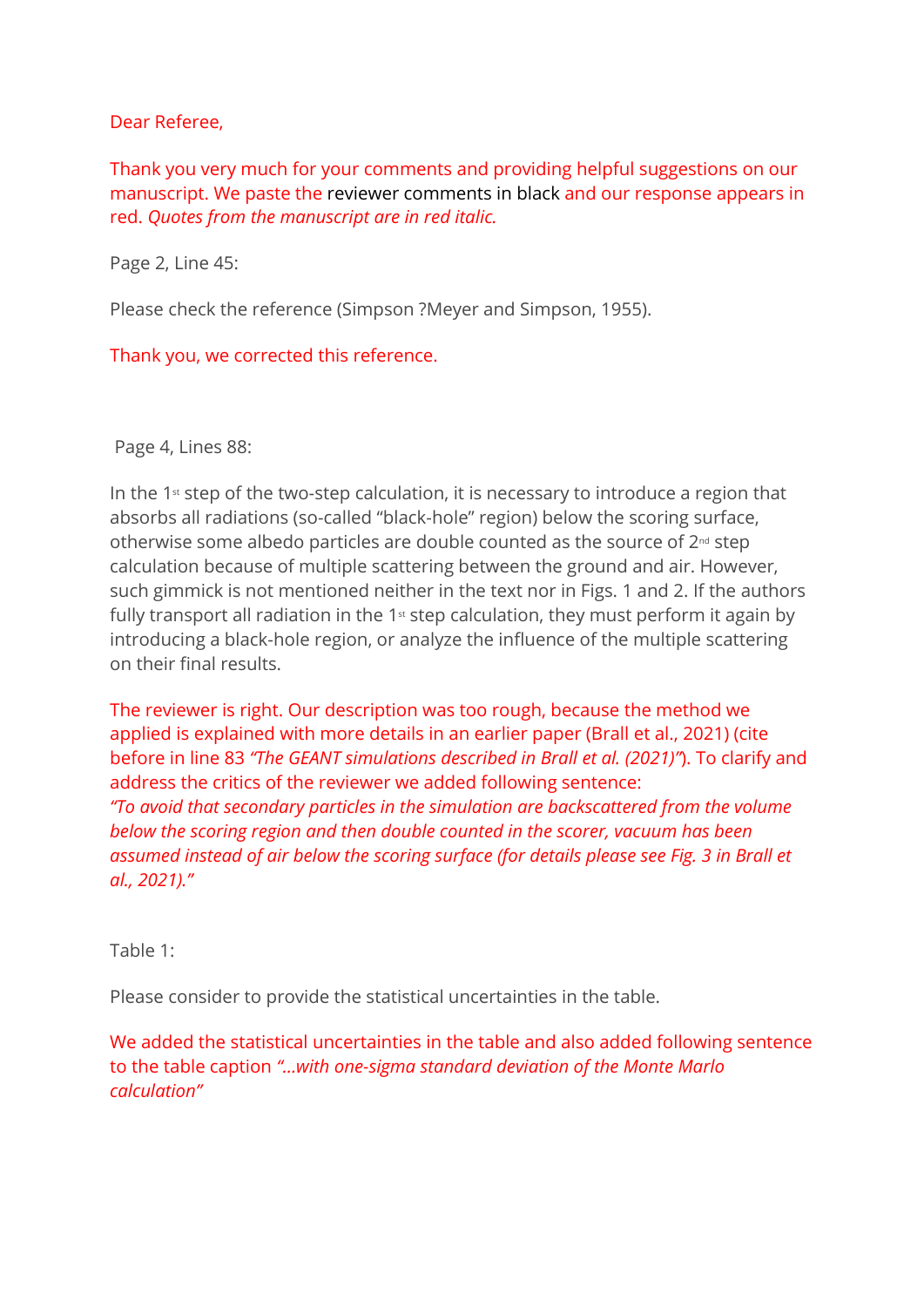Dear Referee,

Thank you very much for your comments and providing helpful suggestions on our manuscript. We paste the reviewer comments in black and our response appears in red. *Quotes from the manuscript are in red italic.*

Page 2, Line 45:

Please check the reference (Simpson ?Meyer and Simpson, 1955).

Thank you, we corrected this reference.

Page 4, Lines 88:

In the 1st step of the two-step calculation, it is necessary to introduce a region that absorbs all radiations (so-called "black-hole" region) below the scoring surface, otherwise some albedo particles are double counted as the source of 2nd step calculation because of multiple scattering between the ground and air. However, such gimmick is not mentioned neither in the text nor in Figs. 1 and 2. If the authors fully transport all radiation in the 1st step calculation, they must perform it again by introducing a black-hole region, or analyze the influence of the multiple scattering on their final results.

The reviewer is right. Our description was too rough, because the method we applied is explained with more details in an earlier paper (Brall et al., 2021) (cite before in line 83 *"The GEANT simulations described in Brall et al. (2021)"*). To clarify and address the critics of the reviewer we added following sentence:
*"To avoid that secondary particles in the simulation are backscattered from the volume below the scoring region and then double counted in the scorer, vacuum has been assumed instead of air below the scoring surface (for details please see Fig. 3 in Brall et al., 2021)."*

Table 1:

Please consider to provide the statistical uncertainties in the table.

We added the statistical uncertainties in the table and also added following sentence to the table caption *"...with one-sigma standard deviation of the Monte Marlo calculation"*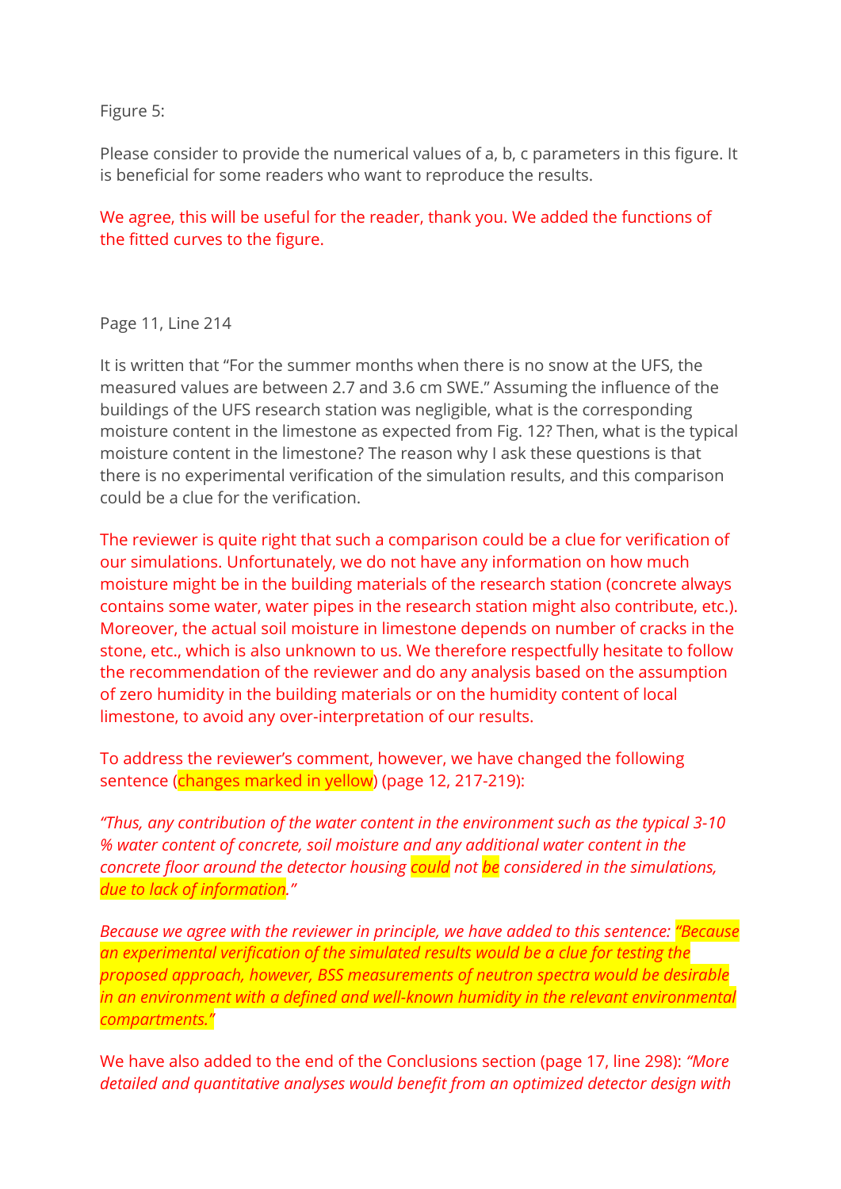Figure 5:

Please consider to provide the numerical values of a, b, c parameters in this figure. It is beneficial for some readers who want to reproduce the results.

We agree, this will be useful for the reader, thank you. We added the functions of the fitted curves to the figure.

Page 11, Line 214

It is written that "For the summer months when there is no snow at the UFS, the measured values are between 2.7 and 3.6 cm SWE." Assuming the influence of the buildings of the UFS research station was negligible, what is the corresponding moisture content in the limestone as expected from Fig. 12? Then, what is the typical moisture content in the limestone? The reason why I ask these questions is that there is no experimental verification of the simulation results, and this comparison could be a clue for the verification.

The reviewer is quite right that such a comparison could be a clue for verification of our simulations. Unfortunately, we do not have any information on how much moisture might be in the building materials of the research station (concrete always contains some water, water pipes in the research station might also contribute, etc.). Moreover, the actual soil moisture in limestone depends on number of cracks in the stone, etc., which is also unknown to us. We therefore respectfully hesitate to follow the recommendation of the reviewer and do any analysis based on the assumption of zero humidity in the building materials or on the humidity content of local limestone, to avoid any over-interpretation of our results.

To address the reviewer's comment, however, we have changed the following sentence (changes marked in yellow) (page 12, 217-219):

*"Thus, any contribution of the water content in the environment such as the typical 3-10 % water content of concrete, soil moisture and any additional water content in the concrete floor around the detector housing could not be considered in the simulations, due to lack of information."*

*Because we agree with the reviewer in principle, we have added to this sentence: "Because an experimental verification of the simulated results would be a clue for testing the proposed approach, however, BSS measurements of neutron spectra would be desirable in an environment with a defined and well-known humidity in the relevant environmental compartments."*

We have also added to the end of the Conclusions section (page 17, line 298): *"More detailed and quantitative analyses would benefit from an optimized detector design with*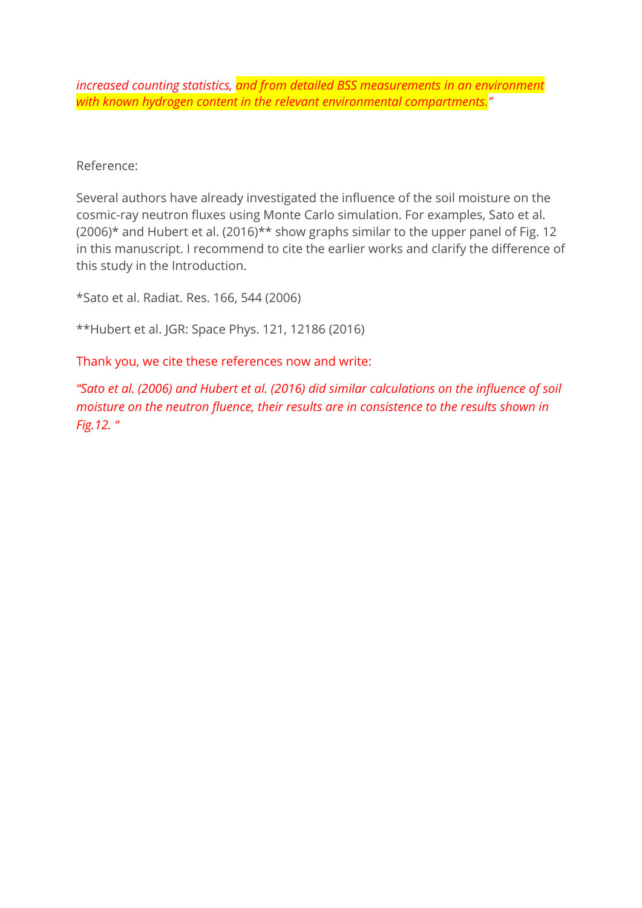*increased counting statistics, and from detailed BSS measurements in an environment with known hydrogen content in the relevant environmental compartments."*

Reference:

Several authors have already investigated the influence of the soil moisture on the cosmic-ray neutron fluxes using Monte Carlo simulation. For examples, Sato et al. (2006)* and Hubert et al. (2016)** show graphs similar to the upper panel of Fig. 12 in this manuscript. I recommend to cite the earlier works and clarify the difference of this study in the Introduction.

*Sato et al. Radiat. Res. 166, 544 (2006)

**Hubert et al. JGR: Space Phys. 121, 12186 (2016)

Thank you, we cite these references now and write:

*"Sato et al. (2006) and Hubert et al. (2016) did similar calculations on the influence of soil moisture on the neutron fluence, their results are in consistence to the results shown in Fig.12. "*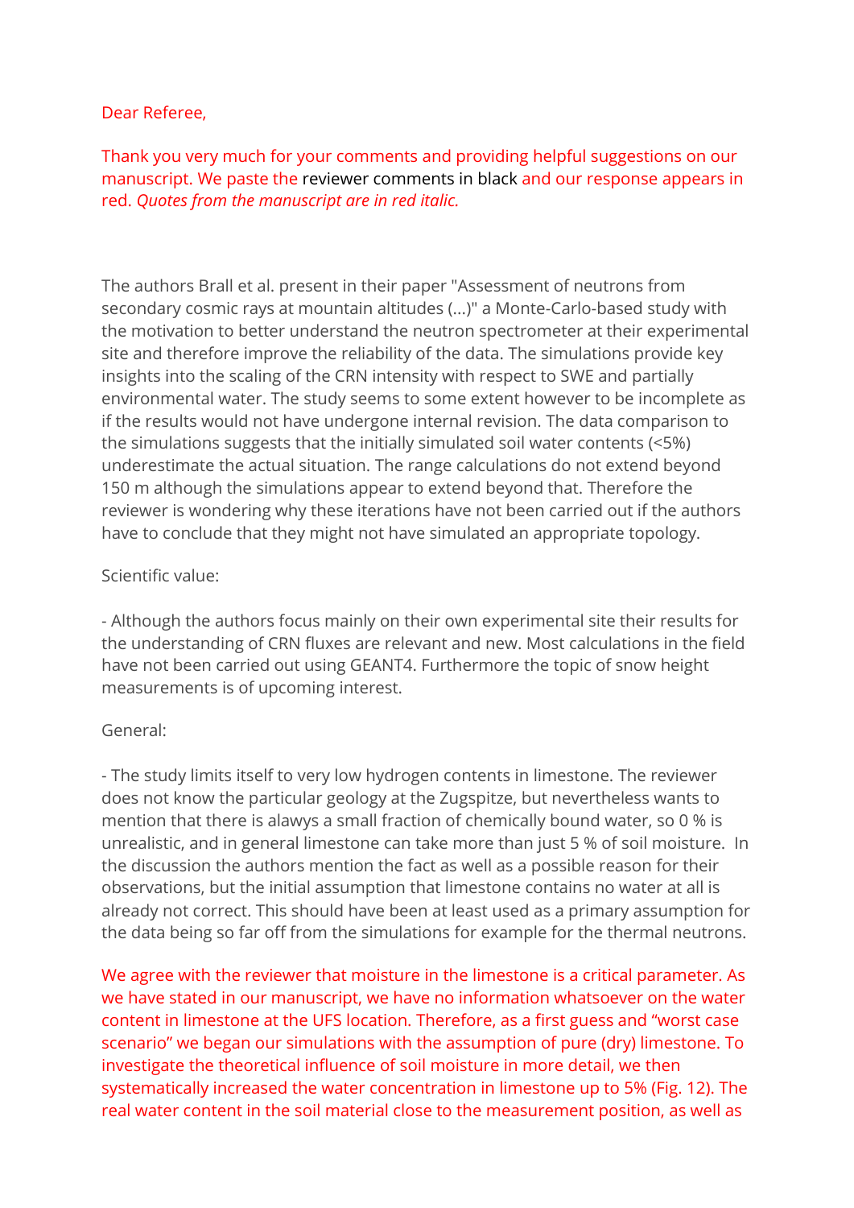Dear Referee,

Thank you very much for your comments and providing helpful suggestions on our manuscript. We paste the reviewer comments in black and our response appears in red. *Quotes from the manuscript are in red italic.*

The authors Brall et al. present in their paper "Assessment of neutrons from secondary cosmic rays at mountain altitudes (...)" a Monte-Carlo-based study with the motivation to better understand the neutron spectrometer at their experimental site and therefore improve the reliability of the data. The simulations provide key insights into the scaling of the CRN intensity with respect to SWE and partially environmental water. The study seems to some extent however to be incomplete as if the results would not have undergone internal revision. The data comparison to the simulations suggests that the initially simulated soil water contents (<5%) underestimate the actual situation. The range calculations do not extend beyond 150 m although the simulations appear to extend beyond that. Therefore the reviewer is wondering why these iterations have not been carried out if the authors have to conclude that they might not have simulated an appropriate topology.

Scientific value:

- Although the authors focus mainly on their own experimental site their results for the understanding of CRN fluxes are relevant and new. Most calculations in the field have not been carried out using GEANT4. Furthermore the topic of snow height measurements is of upcoming interest.

General:

- The study limits itself to very low hydrogen contents in limestone. The reviewer does not know the particular geology at the Zugspitze, but nevertheless wants to mention that there is alawys a small fraction of chemically bound water, so 0 % is unrealistic, and in general limestone can take more than just 5 % of soil moisture. In the discussion the authors mention the fact as well as a possible reason for their observations, but the initial assumption that limestone contains no water at all is already not correct. This should have been at least used as a primary assumption for the data being so far off from the simulations for example for the thermal neutrons.

We agree with the reviewer that moisture in the limestone is a critical parameter. As we have stated in our manuscript, we have no information whatsoever on the water content in limestone at the UFS location. Therefore, as a first guess and "worst case scenario" we began our simulations with the assumption of pure (dry) limestone. To investigate the theoretical influence of soil moisture in more detail, we then systematically increased the water concentration in limestone up to 5% (Fig. 12). The real water content in the soil material close to the measurement position, as well as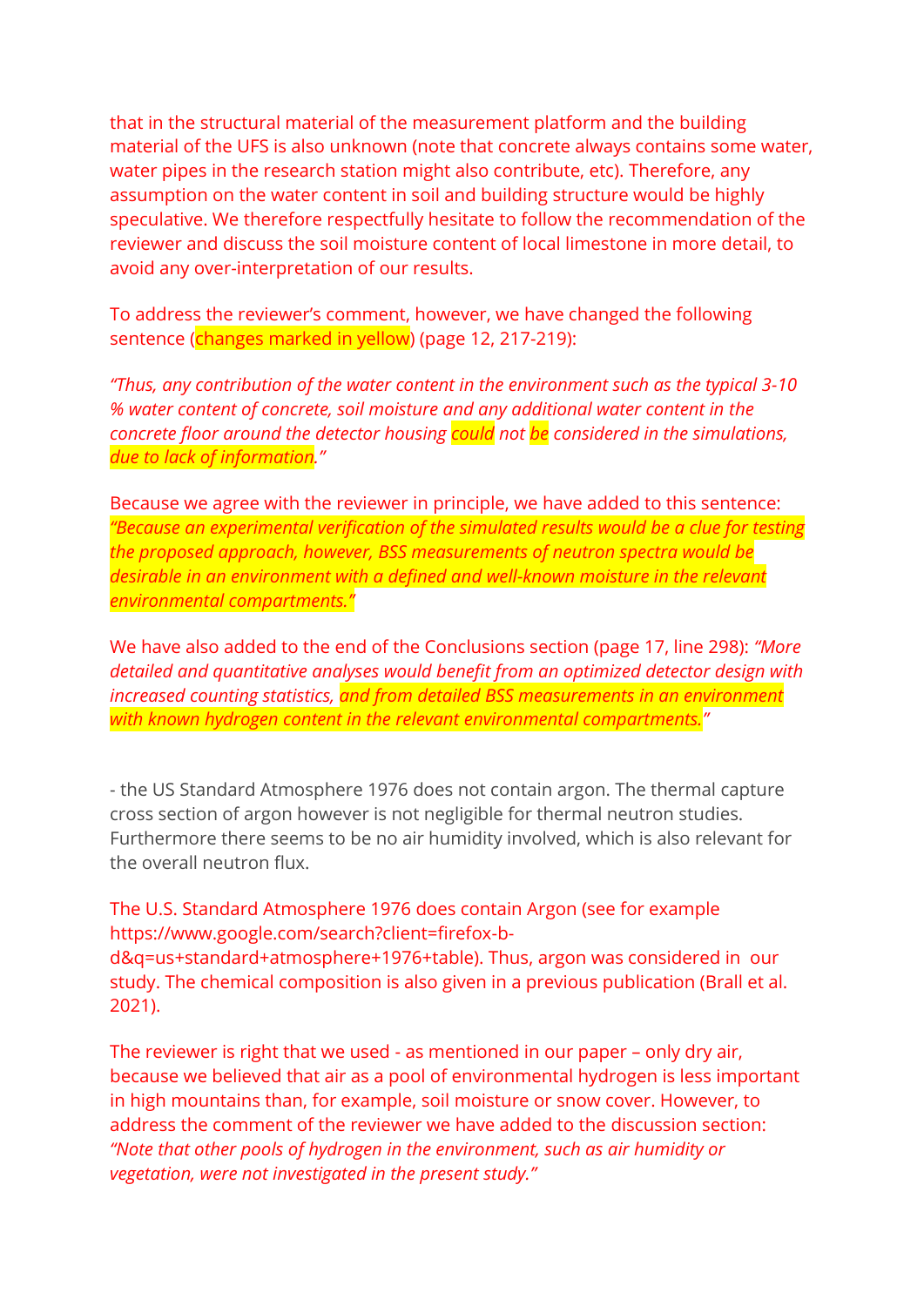that in the structural material of the measurement platform and the building material of the UFS is also unknown (note that concrete always contains some water, water pipes in the research station might also contribute, etc). Therefore, any assumption on the water content in soil and building structure would be highly speculative. We therefore respectfully hesitate to follow the recommendation of the reviewer and discuss the soil moisture content of local limestone in more detail, to avoid any over-interpretation of our results.

To address the reviewer's comment, however, we have changed the following sentence (changes marked in yellow) (page 12, 217-219):

*"Thus, any contribution of the water content in the environment such as the typical 3-10 % water content of concrete, soil moisture and any additional water content in the concrete floor around the detector housing could not be considered in the simulations, due to lack of information."*

Because we agree with the reviewer in principle, we have added to this sentence: *"Because an experimental verification of the simulated results would be a clue for testing the proposed approach, however, BSS measurements of neutron spectra would be desirable in an environment with a defined and well-known moisture in the relevant environmental compartments."*

We have also added to the end of the Conclusions section (page 17, line 298): *"More detailed and quantitative analyses would benefit from an optimized detector design with increased counting statistics, and from detailed BSS measurements in an environment with known hydrogen content in the relevant environmental compartments."*

- the US Standard Atmosphere 1976 does not contain argon. The thermal capture cross section of argon however is not negligible for thermal neutron studies. Furthermore there seems to be no air humidity involved, which is also relevant for the overall neutron flux.

The U.S. Standard Atmosphere 1976 does contain Argon (see for example https://www.google.com/search?client=firefox-b-d&q=us+standard+atmosphere+1976+table). Thus, argon was considered in our study. The chemical composition is also given in a previous publication (Brall et al. 2021).

The reviewer is right that we used - as mentioned in our paper – only dry air, because we believed that air as a pool of environmental hydrogen is less important in high mountains than, for example, soil moisture or snow cover. However, to address the comment of the reviewer we have added to the discussion section: *"Note that other pools of hydrogen in the environment, such as air humidity or vegetation, were not investigated in the present study."*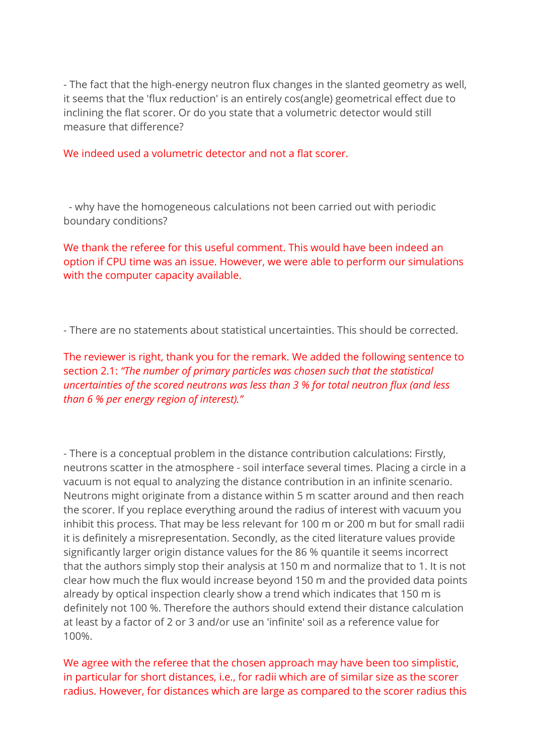- The fact that the high-energy neutron flux changes in the slanted geometry as well, it seems that the 'flux reduction' is an entirely cos(angle) geometrical effect due to inclining the flat scorer. Or do you state that a volumetric detector would still measure that difference?

We indeed used a volumetric detector and not a flat scorer.

- why have the homogeneous calculations not been carried out with periodic boundary conditions?

We thank the referee for this useful comment. This would have been indeed an option if CPU time was an issue. However, we were able to perform our simulations with the computer capacity available.

- There are no statements about statistical uncertainties. This should be corrected.

The reviewer is right, thank you for the remark. We added the following sentence to section 2.1: *"The number of primary particles was chosen such that the statistical uncertainties of the scored neutrons was less than 3 % for total neutron flux (and less than 6 % per energy region of interest)."*

- There is a conceptual problem in the distance contribution calculations: Firstly, neutrons scatter in the atmosphere - soil interface several times. Placing a circle in a vacuum is not equal to analyzing the distance contribution in an infinite scenario. Neutrons might originate from a distance within 5 m scatter around and then reach the scorer. If you replace everything around the radius of interest with vacuum you inhibit this process. That may be less relevant for 100 m or 200 m but for small radii it is definitely a misrepresentation. Secondly, as the cited literature values provide significantly larger origin distance values for the 86 % quantile it seems incorrect that the authors simply stop their analysis at 150 m and normalize that to 1. It is not clear how much the flux would increase beyond 150 m and the provided data points already by optical inspection clearly show a trend which indicates that 150 m is definitely not 100 %. Therefore the authors should extend their distance calculation at least by a factor of 2 or 3 and/or use an 'infinite' soil as a reference value for 100%.

We agree with the referee that the chosen approach may have been too simplistic, in particular for short distances, i.e., for radii which are of similar size as the scorer radius. However, for distances which are large as compared to the scorer radius this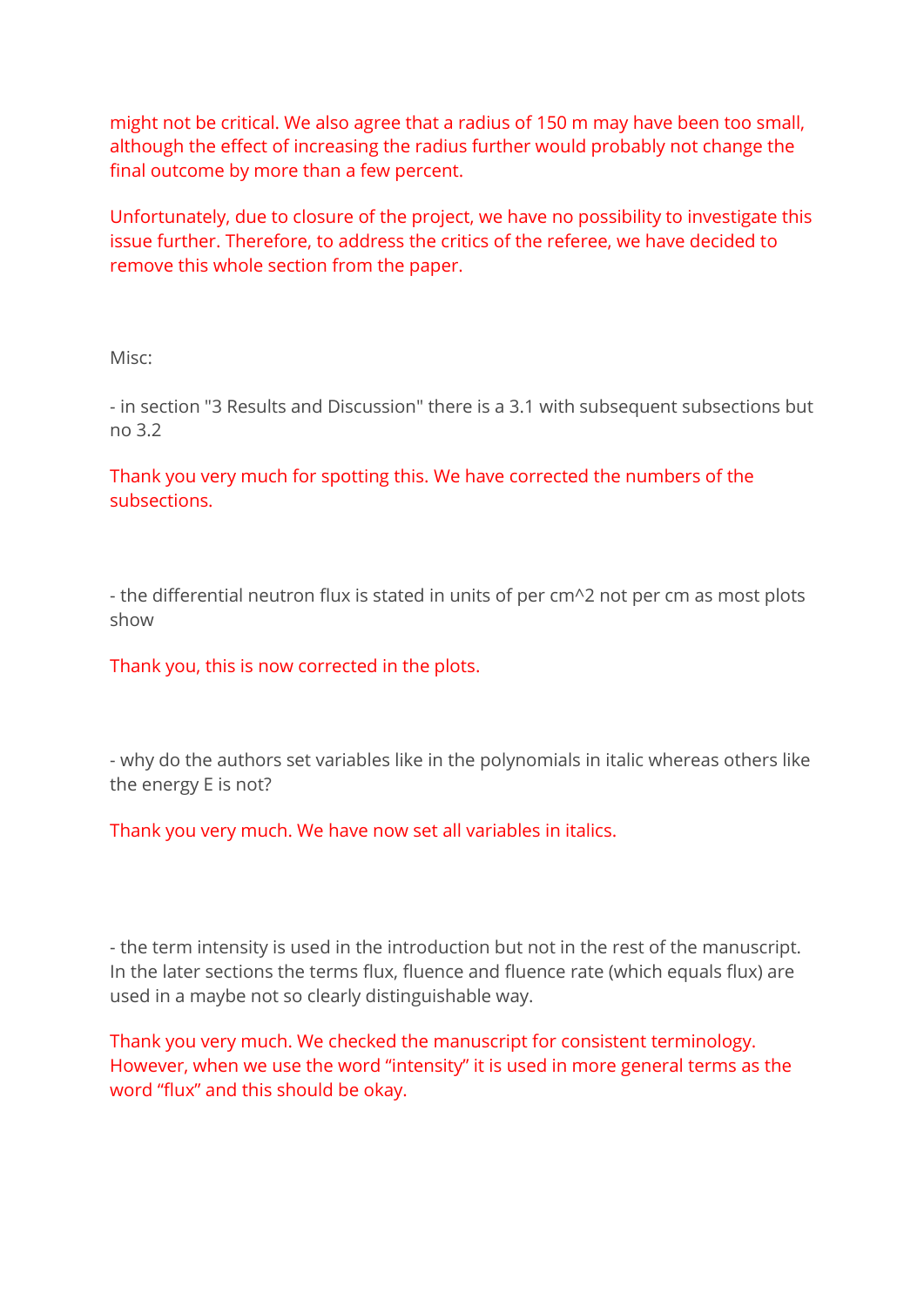might not be critical. We also agree that a radius of 150 m may have been too small, although the effect of increasing the radius further would probably not change the final outcome by more than a few percent.

Unfortunately, due to closure of the project, we have no possibility to investigate this issue further. Therefore, to address the critics of the referee, we have decided to remove this whole section from the paper.

Misc:

- in section "3 Results and Discussion" there is a 3.1 with subsequent subsections but no 3.2

Thank you very much for spotting this. We have corrected the numbers of the subsections.

- the differential neutron flux is stated in units of per cm^2 not per cm as most plots show

Thank you, this is now corrected in the plots.

- why do the authors set variables like in the polynomials in italic whereas others like the energy E is not?

Thank you very much. We have now set all variables in italics.

- the term intensity is used in the introduction but not in the rest of the manuscript. In the later sections the terms flux, fluence and fluence rate (which equals flux) are used in a maybe not so clearly distinguishable way.

Thank you very much. We checked the manuscript for consistent terminology. However, when we use the word “intensity” it is used in more general terms as the word “flux” and this should be okay.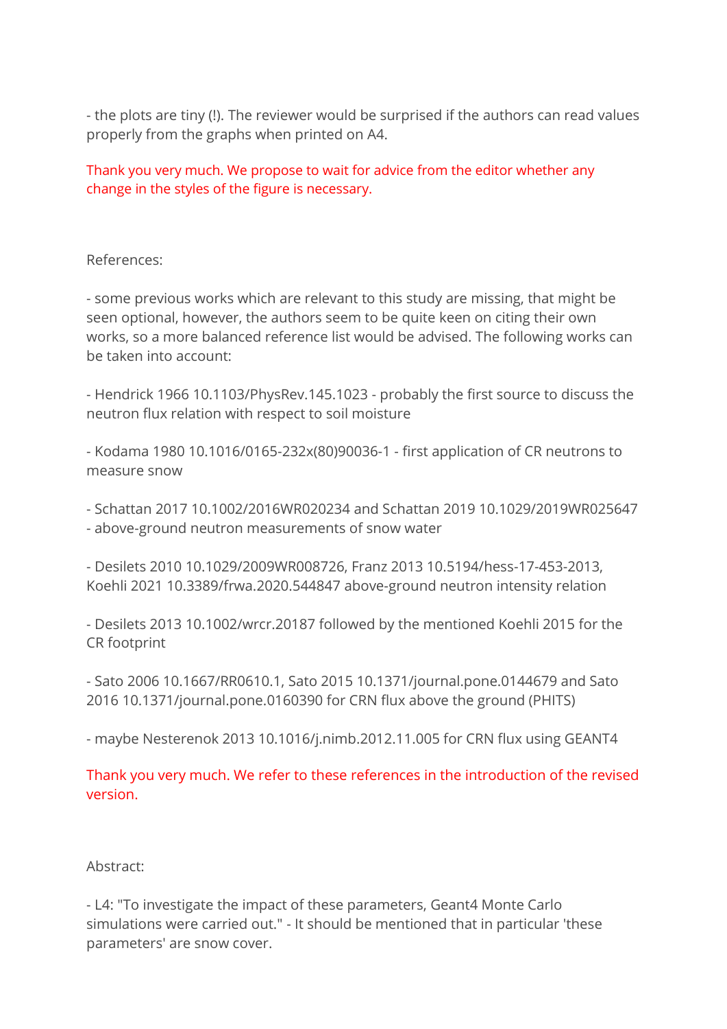- the plots are tiny (!). The reviewer would be surprised if the authors can read values properly from the graphs when printed on A4.

Thank you very much. We propose to wait for advice from the editor whether any change in the styles of the figure is necessary.

References:

- some previous works which are relevant to this study are missing, that might be seen optional, however, the authors seem to be quite keen on citing their own works, so a more balanced reference list would be advised. The following works can be taken into account:

- Hendrick 1966 10.1103/PhysRev.145.1023 - probably the first source to discuss the neutron flux relation with respect to soil moisture

- Kodama 1980 10.1016/0165-232x(80)90036-1 - first application of CR neutrons to measure snow

- Schattan 2017 10.1002/2016WR020234 and Schattan 2019 10.1029/2019WR025647 - above-ground neutron measurements of snow water

- Desilets 2010 10.1029/2009WR008726, Franz 2013 10.5194/hess-17-453-2013, Koehli 2021 10.3389/frwa.2020.544847 above-ground neutron intensity relation

- Desilets 2013 10.1002/wrcr.20187 followed by the mentioned Koehli 2015 for the CR footprint

- Sato 2006 10.1667/RR0610.1, Sato 2015 10.1371/journal.pone.0144679 and Sato 2016 10.1371/journal.pone.0160390 for CRN flux above the ground (PHITS)

- maybe Nesterenok 2013 10.1016/j.nimb.2012.11.005 for CRN flux using GEANT4

Thank you very much. We refer to these references in the introduction of the revised version.

Abstract:

- L4: "To investigate the impact of these parameters, Geant4 Monte Carlo simulations were carried out." - It should be mentioned that in particular 'these parameters' are snow cover.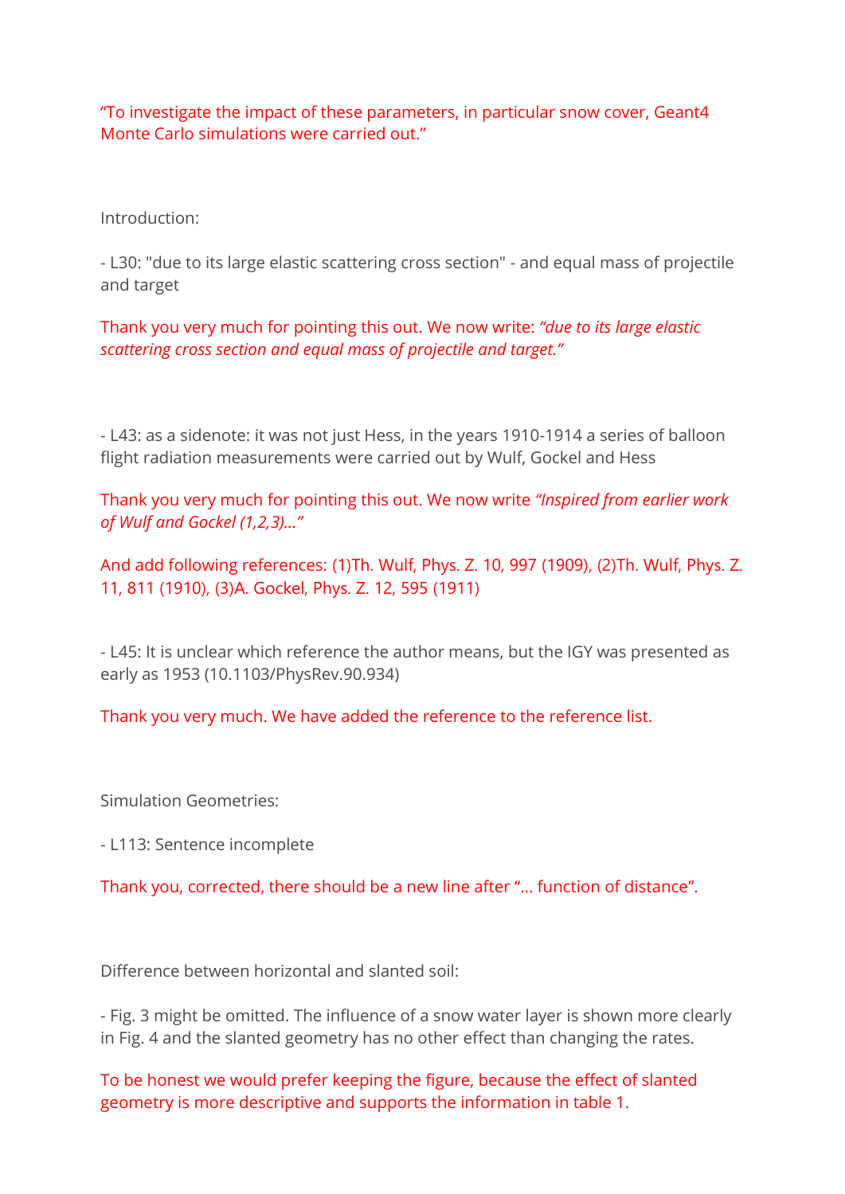“To investigate the impact of these parameters, in particular snow cover, Geant4 Monte Carlo simulations were carried out.”

Introduction:

- L30: "due to its large elastic scattering cross section" - and equal mass of projectile and target

Thank you very much for pointing this out. We now write: *“due to its large elastic scattering cross section and equal mass of projectile and target.”*

- L43: as a sidenote: it was not just Hess, in the years 1910-1914 a series of balloon flight radiation measurements were carried out by Wulf, Gockel and Hess

Thank you very much for pointing this out. We now write *“Inspired from earlier work of Wulf and Gockel (1,2,3)…”*

And add following references: (1)Th. Wulf, Phys. Z. 10, 997 (1909), (2)Th. Wulf, Phys. Z. 11, 811 (1910), (3)A. Gockel, Phys. Z. 12, 595 (1911)

- L45: It is unclear which reference the author means, but the IGY was presented as early as 1953 (10.1103/PhysRev.90.934)

Thank you very much. We have added the reference to the reference list.

Simulation Geometries:

- L113: Sentence incomplete

Thank you, corrected, there should be a new line after “… function of distance”.

Difference between horizontal and slanted soil:

- Fig. 3 might be omitted. The influence of a snow water layer is shown more clearly in Fig. 4 and the slanted geometry has no other effect than changing the rates.

To be honest we would prefer keeping the figure, because the effect of slanted geometry is more descriptive and supports the information in table 1.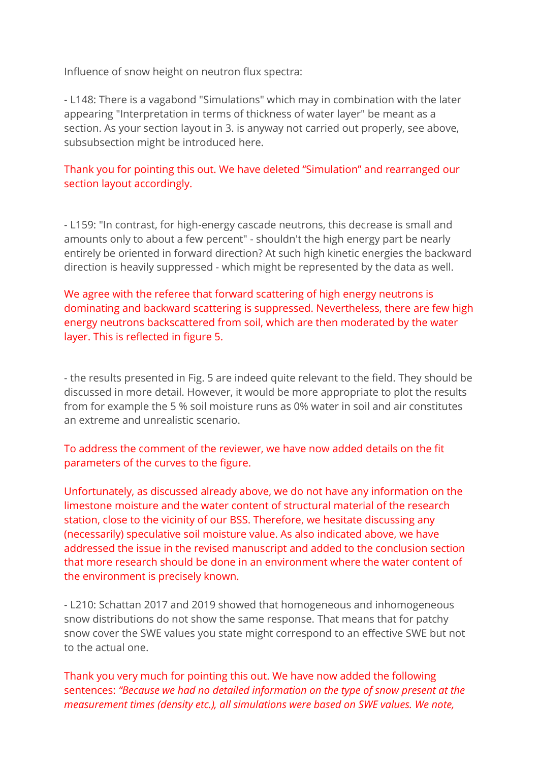Influence of snow height on neutron flux spectra:

- L148: There is a vagabond "Simulations" which may in combination with the later appearing "Interpretation in terms of thickness of water layer" be meant as a section. As your section layout in 3. is anyway not carried out properly, see above, subsubsection might be introduced here.

Thank you for pointing this out. We have deleted "Simulation" and rearranged our section layout accordingly.

- L159: "In contrast, for high-energy cascade neutrons, this decrease is small and amounts only to about a few percent" - shouldn't the high energy part be nearly entirely be oriented in forward direction? At such high kinetic energies the backward direction is heavily suppressed - which might be represented by the data as well.

We agree with the referee that forward scattering of high energy neutrons is dominating and backward scattering is suppressed. Nevertheless, there are few high energy neutrons backscattered from soil, which are then moderated by the water layer. This is reflected in figure 5.

- the results presented in Fig. 5 are indeed quite relevant to the field. They should be discussed in more detail. However, it would be more appropriate to plot the results from for example the 5 % soil moisture runs as 0% water in soil and air constitutes an extreme and unrealistic scenario.

To address the comment of the reviewer, we have now added details on the fit parameters of the curves to the figure.

Unfortunately, as discussed already above, we do not have any information on the limestone moisture and the water content of structural material of the research station, close to the vicinity of our BSS. Therefore, we hesitate discussing any (necessarily) speculative soil moisture value. As also indicated above, we have addressed the issue in the revised manuscript and added to the conclusion section that more research should be done in an environment where the water content of the environment is precisely known.

- L210: Schattan 2017 and 2019 showed that homogeneous and inhomogeneous snow distributions do not show the same response. That means that for patchy snow cover the SWE values you state might correspond to an effective SWE but not to the actual one.

Thank you very much for pointing this out. We have now added the following sentences: *"Because we had no detailed information on the type of snow present at the measurement times (density etc.), all simulations were based on SWE values. We note,*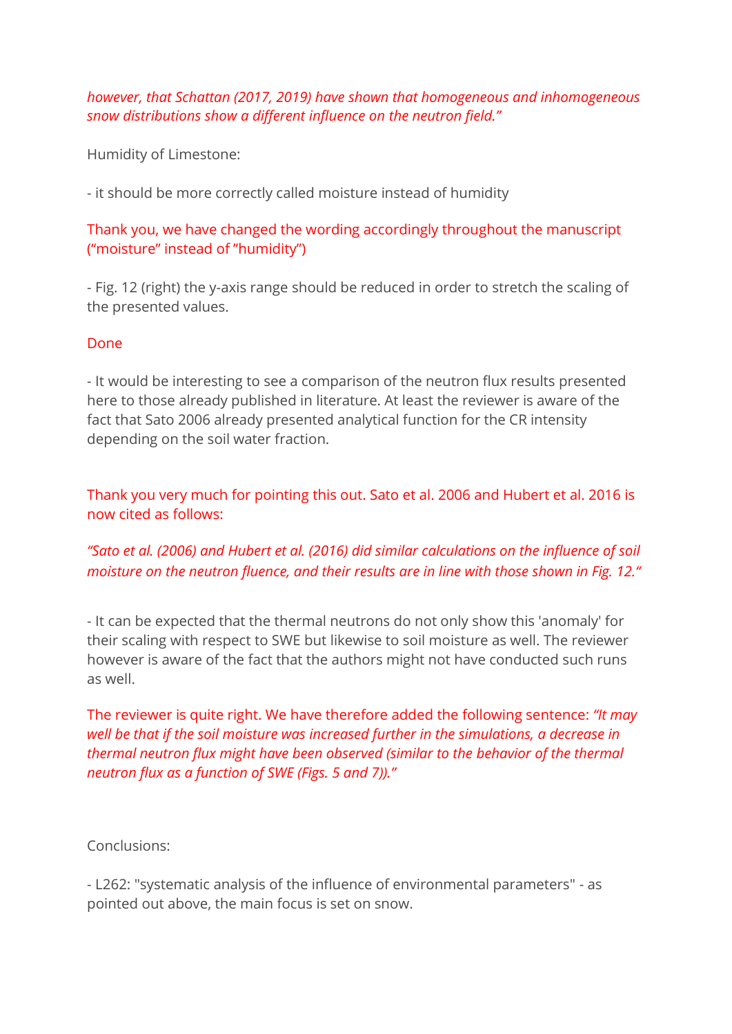*however, that Schattan (2017, 2019) have shown that homogeneous and inhomogeneous snow distributions show a different influence on the neutron field."*

Humidity of Limestone:

- it should be more correctly called moisture instead of humidity

Thank you, we have changed the wording accordingly throughout the manuscript ("moisture" instead of "humidity")

- Fig. 12 (right) the y-axis range should be reduced in order to stretch the scaling of the presented values.

Done

- It would be interesting to see a comparison of the neutron flux results presented here to those already published in literature. At least the reviewer is aware of the fact that Sato 2006 already presented analytical function for the CR intensity depending on the soil water fraction.

Thank you very much for pointing this out. Sato et al. 2006 and Hubert et al. 2016 is now cited as follows:

*"Sato et al. (2006) and Hubert et al. (2016) did similar calculations on the influence of soil moisture on the neutron fluence, and their results are in line with those shown in Fig. 12."*

- It can be expected that the thermal neutrons do not only show this 'anomaly' for their scaling with respect to SWE but likewise to soil moisture as well. The reviewer however is aware of the fact that the authors might not have conducted such runs as well.

The reviewer is quite right. We have therefore added the following sentence: *"It may well be that if the soil moisture was increased further in the simulations, a decrease in thermal neutron flux might have been observed (similar to the behavior of the thermal neutron flux as a function of SWE (Figs. 5 and 7))."*

Conclusions:

- L262: "systematic analysis of the influence of environmental parameters" - as pointed out above, the main focus is set on snow.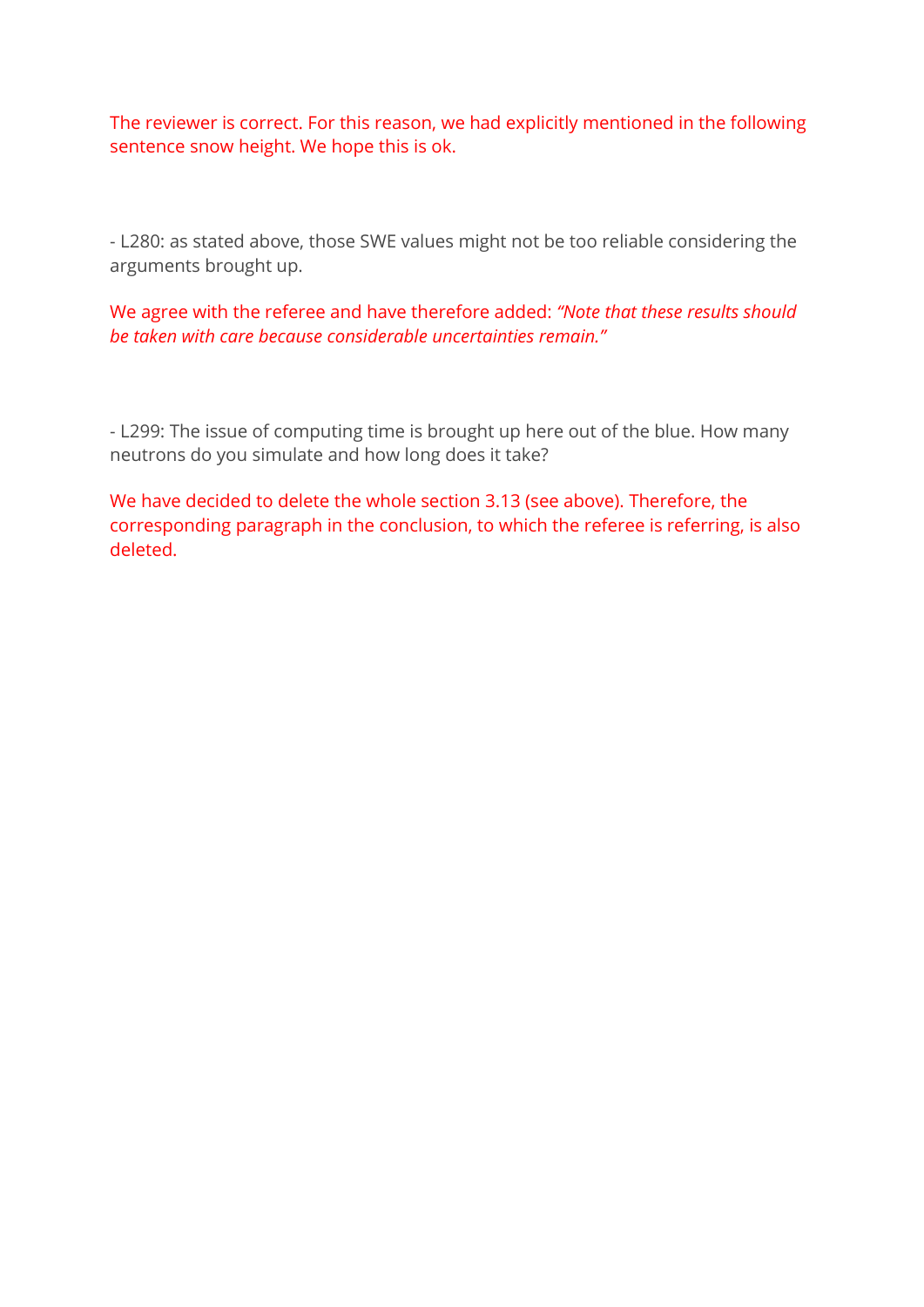The reviewer is correct. For this reason, we had explicitly mentioned in the following sentence snow height. We hope this is ok.

- L280: as stated above, those SWE values might not be too reliable considering the arguments brought up.

We agree with the referee and have therefore added: *"Note that these results should be taken with care because considerable uncertainties remain."*

- L299: The issue of computing time is brought up here out of the blue. How many neutrons do you simulate and how long does it take?

We have decided to delete the whole section 3.13 (see above). Therefore, the corresponding paragraph in the conclusion, to which the referee is referring, is also deleted.